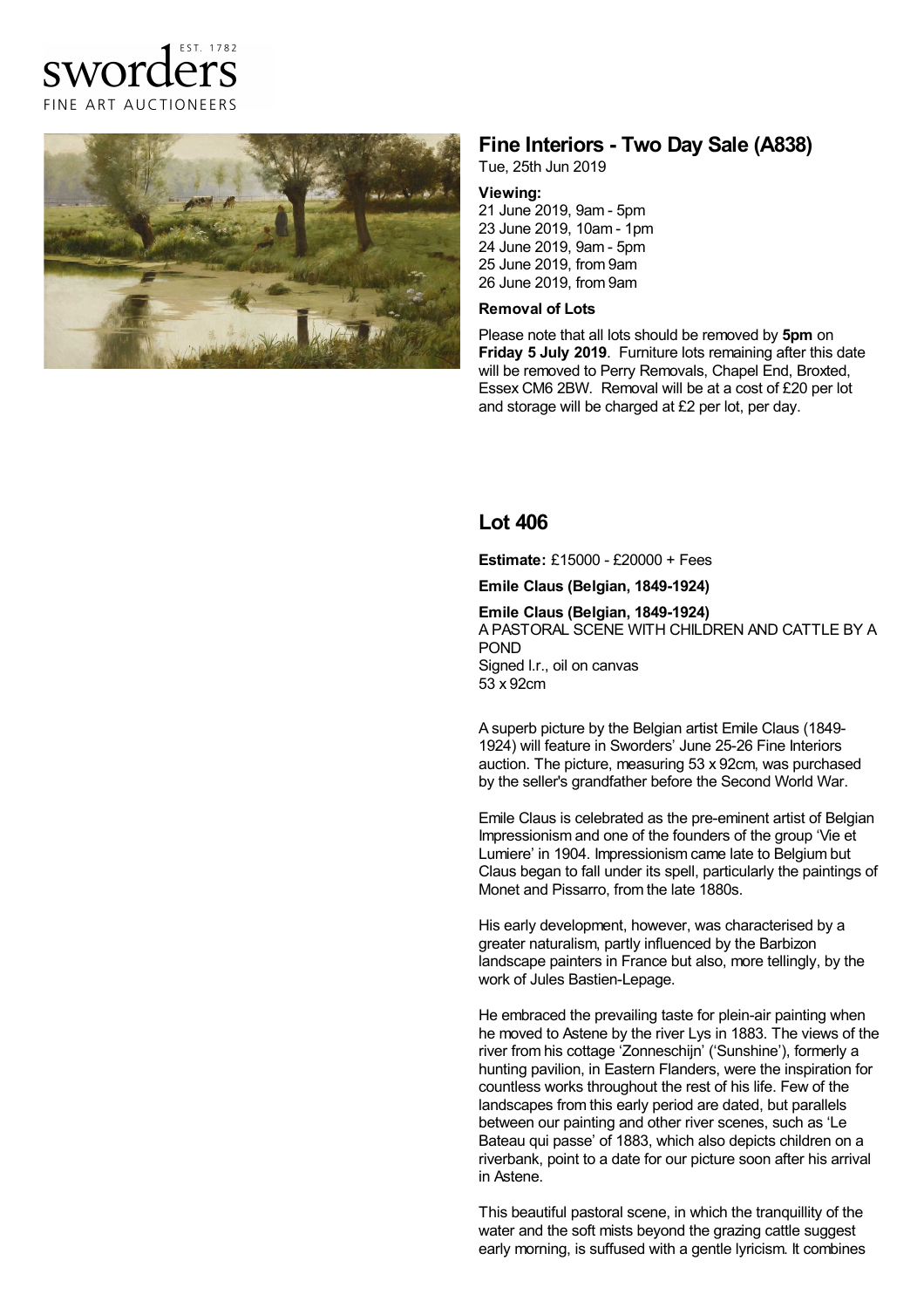sworders EST. 1782
FINE ART AUCTIONEERS

# Fine Interiors - Two Day Sale (A838)

Tue, 25th Jun 2019

**Viewing:**

21 June 2019, 9am - 5pm
23 June 2019, 10am - 1pm
24 June 2019, 9am - 5pm
25 June 2019, from 9am
26 June 2019, from 9am

**Removal of Lots**

Please note that all lots should be removed by **5pm** on **Friday 5 July 2019**. Furniture lots remaining after this date will be removed to Perry Removals, Chapel End, Broxted, Essex CM6 2BW. Removal will be at a cost of £20 per lot and storage will be charged at £2 per lot, per day.

## Lot 406

**Estimate:** £15000 - £20000 + Fees

**Emile Claus (Belgian, 1849-1924)**

**Emile Claus (Belgian, 1849-1924)**
A PASTORAL SCENE WITH CHILDREN AND CATTLE BY A POND
Signed l.r., oil on canvas
53 x 92cm

A superb picture by the Belgian artist Emile Claus (1849-1924) will feature in Sworders' June 25-26 Fine Interiors auction. The picture, measuring 53 x 92cm, was purchased by the seller's grandfather before the Second World War.

Emile Claus is celebrated as the pre-eminent artist of Belgian Impressionism and one of the founders of the group 'Vie et Lumiere' in 1904. Impressionism came late to Belgium but Claus began to fall under its spell, particularly the paintings of Monet and Pissarro, from the late 1880s.

His early development, however, was characterised by a greater naturalism, partly influenced by the Barbizon landscape painters in France but also, more tellingly, by the work of Jules Bastien-Lepage.

He embraced the prevailing taste for plein-air painting when he moved to Astene by the river Lys in 1883. The views of the river from his cottage 'Zonneschijn' ('Sunshine'), formerly a hunting pavilion, in Eastern Flanders, were the inspiration for countless works throughout the rest of his life. Few of the landscapes from this early period are dated, but parallels between our painting and other river scenes, such as 'Le Bateau qui passe' of 1883, which also depicts children on a riverbank, point to a date for our picture soon after his arrival in Astene.

This beautiful pastoral scene, in which the tranquillity of the water and the soft mists beyond the grazing cattle suggest early morning, is suffused with a gentle lyricism. It combines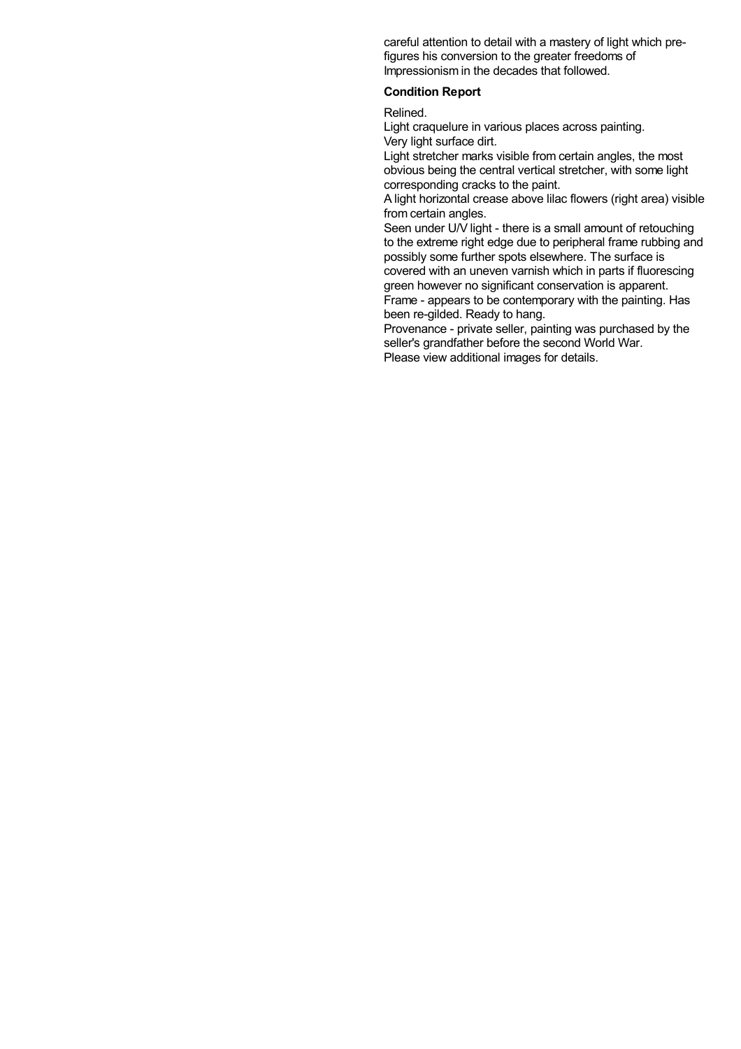careful attention to detail with a mastery of light which pre-figures his conversion to the greater freedoms of Impressionism in the decades that followed.

**Condition Report**

Relined.
Light craquelure in various places across painting.
Very light surface dirt.
Light stretcher marks visible from certain angles, the most obvious being the central vertical stretcher, with some light corresponding cracks to the paint.
A light horizontal crease above lilac flowers (right area) visible from certain angles.
Seen under U/V light - there is a small amount of retouching to the extreme right edge due to peripheral frame rubbing and possibly some further spots elsewhere. The surface is covered with an uneven varnish which in parts if fluorescing green however no significant conservation is apparent.
Frame - appears to be contemporary with the painting. Has been re-gilded. Ready to hang.
Provenance - private seller, painting was purchased by the seller's grandfather before the second World War.
Please view additional images for details.